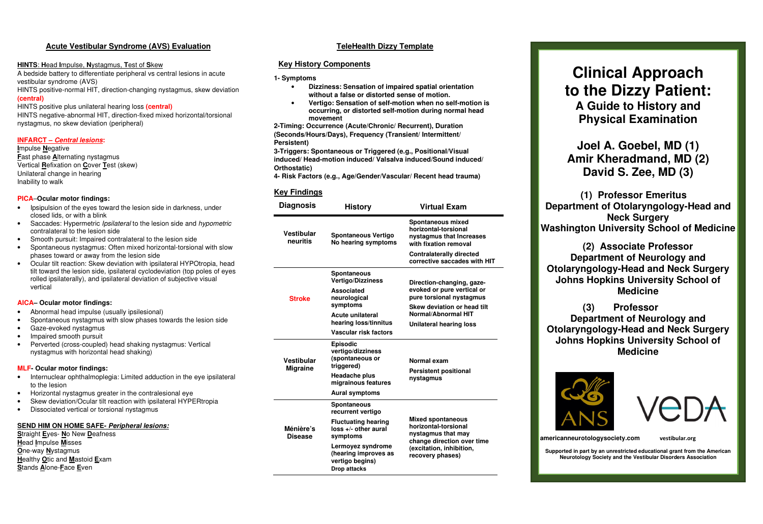## Acute Vestibular Syndrome (AVS) Evaluation

**HINTS**: **H**ead **I**mpulse, **N**ystagmus, **T**est of **S**kew

A bedside battery to differentiate peripheral vs central lesions in acute vestibular syndrome (AVS)

HINTS positive-normal HIT, direction-changing nystagmus, skew deviation **(central)**

HINTS positive plus unilateral hearing loss **(central)**

HINTS negative-abnormal HIT, direction-fixed mixed horizontal/torsional nystagmus, no skew deviation (peripheral)

**INFARCT – *Central lesions*:**

**I**mpulse **N**egative
**F**ast phase **A**lternating nystagmus
Vertical **R**efixation on **C**over **T**est (skew)
Unilateral change in hearing
Inability to walk

**PICA–Ocular motor findings:**

- Ipsipulsion of the eyes toward the lesion side in darkness, under closed lids, or with a blink
- Saccades: Hypermetric *Ipsilateral* to the lesion side and *hypometric* contralateral to the lesion side
- Smooth pursuit: Impaired contralateral to the lesion side
- Spontaneous nystagmus: Often mixed horizontal-torsional with slow phases toward or away from the lesion side
- Ocular tilt reaction: Skew deviation with ipsilateral HYPOtropia, head tilt toward the lesion side, ipsilateral cyclodeviation (top poles of eyes rolled ipsilaterally), and ipsilateral deviation of subjective visual vertical

**AICA– Ocular motor findings:**

- Abnormal head impulse (usually ipsilesional)
- Spontaneous nystagmus with slow phases towards the lesion side
- Gaze-evoked nystagmus
- Impaired smooth pursuit
- Perverted (cross-coupled) head shaking nystagmus: Vertical nystagmus with horizontal head shaking)

**MLF- Ocular motor findings:**

- Internuclear ophthalmoplegia: Limited adduction in the eye ipsilateral to the lesion
- Horizontal nystagmus greater in the contralesional eye
- Skew deviation/Ocular tilt reaction with ipsilateral HYPERtropia
- Dissociated vertical or torsional nystagmus

**SEND HIM ON HOME SAFE- *Peripheral lesions:***

**S**traight **E**yes- **N**o New **D**eafness
**H**ead **I**mpulse **M**isses
**O**ne-way **N**ystagmus
**H**ealthy **O**tic and **M**astoid **E**xam
**S**tands **A**lone-**F**ace **E**ven

## TeleHealth Dizzy Template

### Key History Components

**1- Symptoms**

- **Dizziness: Sensation of impaired spatial orientation without a false or distorted sense of motion.**
- **Vertigo: Sensation of self-motion when no self-motion is occurring, or distorted self-motion during normal head movement**

**2-Timing: Occurrence (Acute/Chronic/ Recurrent), Duration (Seconds/Hours/Days), Frequency (Transient/ Intermittent/ Persistent)**

**3-Triggers: Spontaneous or Triggered (e.g., Positional/Visual induced/ Head-motion induced/ Valsalva induced/Sound induced/ Orthostatic)**

**4- Risk Factors (e.g., Age/Gender/Vascular/ Recent head trauma)**

### Key Findings

| Diagnosis | History | Virtual Exam |
|---|---|---|
| Vestibular neuritis | Spontaneous Vertigo<br>No hearing symptoms | Spontaneous mixed horizontal-torsional nystagmus that Increases with fixation removal<br>Contralaterally directed corrective saccades with HIT |
| Stroke | Spontaneous Vertigo/Dizziness<br>Associated neurological symptoms<br>Acute unilateral hearing loss/tinnitus<br>Vascular risk factors | Direction-changing, gaze-evoked or pure vertical or pure torsional nystagmus<br>Skew deviation or head tilt<br>Normal/Abnormal HIT<br>Unilateral hearing loss |
| Vestibular Migraine | Episodic vertigo/dizziness (spontaneous or triggered)<br>Headache plus migrainous features<br>Aural symptoms | Normal exam<br>Persistent positional nystagmus |
| Ménière's Disease | Spontaneous recurrent vertigo<br>Fluctuating hearing loss +/- other aural symptoms<br>Lermoyez syndrome (hearing improves as vertigo begins)<br>Drop attacks | Mixed spontaneous horizontal-torsional nystagmus that may change direction over time (excitation, inhibition, recovery phases) |

# Clinical Approach to the Dizzy Patient:

## A Guide to History and Physical Examination

**Joel A. Goebel, MD (1)**
**Amir Kheradmand, MD (2)**
**David S. Zee, MD (3)**

**(1) Professor Emeritus**
**Department of Otolaryngology-Head and Neck Surgery**
**Washington University School of Medicine**

**(2) Associate Professor**
**Department of Neurology and Otolaryngology-Head and Neck Surgery**
**Johns Hopkins University School of Medicine**

**(3) Professor**
**Department of Neurology and Otolaryngology-Head and Neck Surgery**
**Johns Hopkins University School of Medicine**

ANS VeDA

**americanneurotologysociety.com** **vestibular.org**

**Supported in part by an unrestricted educational grant from the American Neurotology Society and the Vestibular Disorders Association**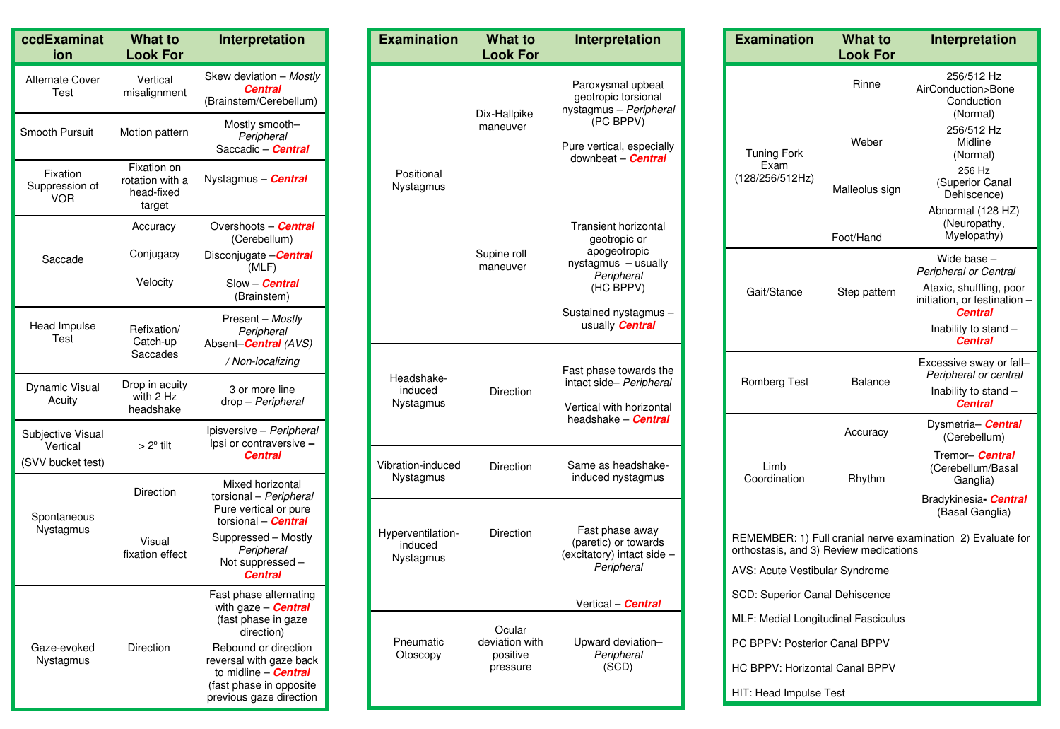| ccdExamination | What to Look For | Interpretation |
|---|---|---|
| Alternate Cover Test | Vertical misalignment | Skew deviation – *Mostly* ***Central*** (Brainstem/Cerebellum) |
| Smooth Pursuit | Motion pattern | Mostly smooth– *Peripheral* Saccadic – ***Central*** |
| Fixation Suppression of VOR | Fixation on rotation with a head-fixed target | Nystagmus – ***Central*** |
| Saccade | Accuracy | Overshoots – ***Central*** (Cerebellum) |
| | Conjugacy | Disconjugate –***Central*** (MLF) |
| | Velocity | Slow – ***Central*** (Brainstem) |
| Head Impulse Test | Refixation/ Catch-up Saccades | Present – *Mostly Peripheral* Absent–***Central*** *(AVS) / Non-localizing* |
| Dynamic Visual Acuity | Drop in acuity with 2 Hz headshake | 3 or more line drop – *Peripheral* |
| Subjective Visual Vertical (SVV bucket test) | > 2º tilt | Ipisversive – *Peripheral* Ipsi or contraversive – ***Central*** |
| Spontaneous Nystagmus | Direction | Mixed horizontal torsional – *Peripheral* Pure vertical or pure torsional – ***Central*** |
| | Visual fixation effect | Suppressed – Mostly *Peripheral* Not suppressed – ***Central*** |
| Gaze-evoked Nystagmus | Direction | Fast phase alternating with gaze – ***Central*** (fast phase in gaze direction) Rebound or direction reversal with gaze back to midline – ***Central*** (fast phase in opposite previous gaze direction |

| Examination | What to Look For | Interpretation |
|---|---|---|
| Positional Nystagmus | Dix-Hallpike maneuver | Paroxysmal upbeat geotropic torsional nystagmus – *Peripheral* (PC BPPV) Pure vertical, especially downbeat – ***Central*** |
| | Supine roll maneuver | Transient horizontal geotropic or apogeotropic nystagmus – usually *Peripheral* (HC BPPV) Sustained nystagmus – usually ***Central*** |
| Headshake-induced Nystagmus | Direction | Fast phase towards the intact side– *Peripheral* Vertical with horizontal headshake – ***Central*** |
| Vibration-induced Nystagmus | Direction | Same as headshake-induced nystagmus |
| Hyperventilation-induced Nystagmus | Direction | Fast phase away (paretic) or towards (excitatory) intact side – *Peripheral* Vertical – ***Central*** |
| Pneumatic Otoscopy | Ocular deviation with positive pressure | Upward deviation– *Peripheral* (SCD) |

| Examination | What to Look For | Interpretation |
|---|---|---|
| Tuning Fork Exam (128/256/512Hz) | Rinne | 256/512 Hz AirConduction>Bone Conduction (Normal) |
| | Weber | 256/512 Hz Midline (Normal) |
| | Malleolus sign | 256 Hz (Superior Canal Dehiscence) |
| | Foot/Hand | Abnormal (128 HZ) (Neuropathy, Myelopathy) |
| Gait/Stance | Step pattern | Wide base – *Peripheral or Central* Ataxic, shuffling, poor initiation, or festination – ***Central*** Inability to stand – ***Central*** |
| Romberg Test | Balance | Excessive sway or fall– *Peripheral or central* Inability to stand – ***Central*** |
| Limb Coordination | Accuracy | Dysmetria– ***Central*** (Cerebellum) |
| | Rhythm | Tremor– ***Central*** (Cerebellum/Basal Ganglia) Bradykinesia- ***Central*** (Basal Ganglia) |

REMEMBER: 1) Full cranial nerve examination 2) Evaluate for orthostasis, and 3) Review medications

AVS: Acute Vestibular Syndrome

SCD: Superior Canal Dehiscence

MLF: Medial Longitudinal Fasciculus

PC BPPV: Posterior Canal BPPV

HC BPPV: Horizontal Canal BPPV

HIT: Head Impulse Test